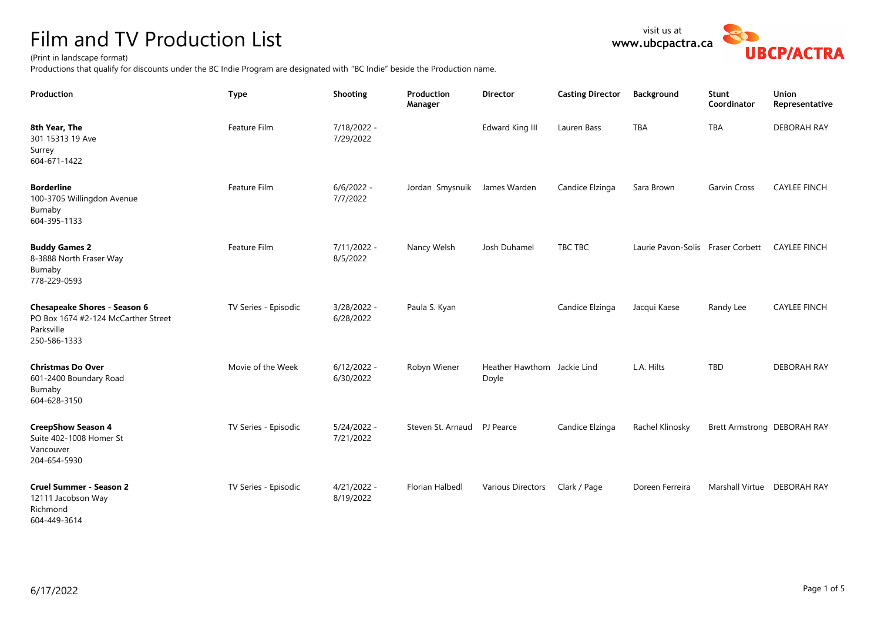# Film and TV Production List

(Print in landscape format)

Productions that qualify for discounts under the BC Indie Program are designated with "BC Indie" beside the Production name.

visit us at **www.ubcpactra.ca**

UBCP/ACTRA

| Production | Type | Shooting | Production Manager | Director | Casting Director | Background | Stunt Coordinator | Union Representative |
|---|---|---|---|---|---|---|---|---|
| **8th Year, The**<br>301 15313 19 Ave<br>Surrey<br>604-671-1422 | Feature Film | 7/18/2022 - 7/29/2022 | | Edward King III | Lauren Bass | TBA | TBA | DEBORAH RAY |
| **Borderline**<br>100-3705 Willingdon Avenue<br>Burnaby<br>604-395-1133 | Feature Film | 6/6/2022 - 7/7/2022 | Jordan Smysnuik | James Warden | Candice Elzinga | Sara Brown | Garvin Cross | CAYLEE FINCH |
| **Buddy Games 2**<br>8-3888 North Fraser Way<br>Burnaby<br>778-229-0593 | Feature Film | 7/11/2022 - 8/5/2022 | Nancy Welsh | Josh Duhamel | TBC TBC | Laurie Pavon-Solis | Fraser Corbett | CAYLEE FINCH |
| **Chesapeake Shores - Season 6**<br>PO Box 1674 #2-124 McCarther Street<br>Parksville<br>250-586-1333 | TV Series - Episodic | 3/28/2022 - 6/28/2022 | Paula S. Kyan | | Candice Elzinga | Jacqui Kaese | Randy Lee | CAYLEE FINCH |
| **Christmas Do Over**<br>601-2400 Boundary Road<br>Burnaby<br>604-628-3150 | Movie of the Week | 6/12/2022 - 6/30/2022 | Robyn Wiener | Heather Hawthorn Doyle | Jackie Lind | L.A. Hilts | TBD | DEBORAH RAY |
| **CreepShow Season 4**<br>Suite 402-1008 Homer St<br>Vancouver<br>204-654-5930 | TV Series - Episodic | 5/24/2022 - 7/21/2022 | Steven St. Arnaud | PJ Pearce | Candice Elzinga | Rachel Klinosky | Brett Armstrong | DEBORAH RAY |
| **Cruel Summer - Season 2**<br>12111 Jacobson Way<br>Richmond<br>604-449-3614 | TV Series - Episodic | 4/21/2022 - 8/19/2022 | Florian Halbedl | Various Directors | Clark / Page | Doreen Ferreira | Marshall Virtue | DEBORAH RAY |

6/17/2022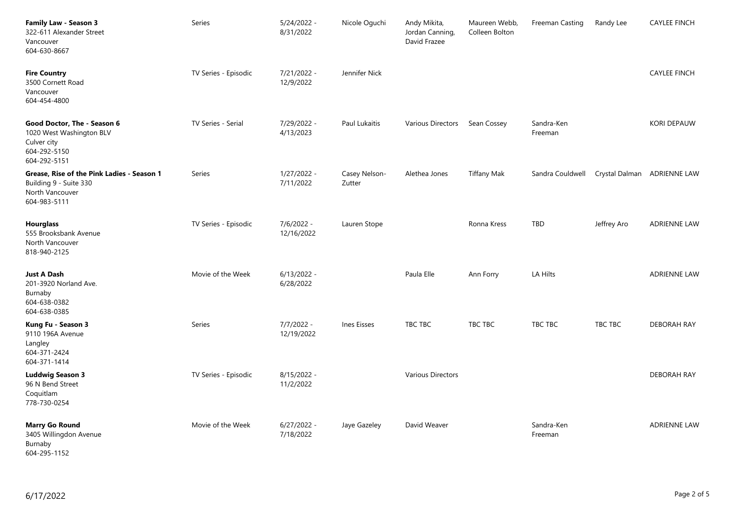| | | | | | | | | |
|---|---|---|---|---|---|---|---|---|
| **Family Law - Season 3**<br>322-611 Alexander Street<br>Vancouver<br>604-630-8667 | Series | 5/24/2022 - 8/31/2022 | Nicole Oguchi | Andy Mikita, Jordan Canning, David Frazee | Maureen Webb, Colleen Bolton | Freeman Casting | Randy Lee | CAYLEE FINCH |
| **Fire Country**<br>3500 Cornett Road<br>Vancouver<br>604-454-4800 | TV Series - Episodic | 7/21/2022 - 12/9/2022 | Jennifer Nick | | | | | CAYLEE FINCH |
| **Good Doctor, The - Season 6**<br>1020 West Washington BLV<br>Culver city<br>604-292-5150<br>604-292-5151 | TV Series - Serial | 7/29/2022 - 4/13/2023 | Paul Lukaitis | Various Directors | Sean Cossey | Sandra-Ken Freeman | | KORI DEPAUW |
| **Grease, Rise of the Pink Ladies - Season 1**<br>Building 9 - Suite 330<br>North Vancouver<br>604-983-5111 | Series | 1/27/2022 - 7/11/2022 | Casey Nelson-Zutter | Alethea Jones | Tiffany Mak | Sandra Couldwell | Crystal Dalman | ADRIENNE LAW |
| **Hourglass**<br>555 Brooksbank Avenue<br>North Vancouver<br>818-940-2125 | TV Series - Episodic | 7/6/2022 - 12/16/2022 | Lauren Stope | | Ronna Kress | TBD | Jeffrey Aro | ADRIENNE LAW |
| **Just A Dash**<br>201-3920 Norland Ave.<br>Burnaby<br>604-638-0382<br>604-638-0385 | Movie of the Week | 6/13/2022 - 6/28/2022 | | Paula Elle | Ann Forry | LA Hilts | | ADRIENNE LAW |
| **Kung Fu - Season 3**<br>9110 196A Avenue<br>Langley<br>604-371-2424<br>604-371-1414 | Series | 7/7/2022 - 12/19/2022 | Ines Eisses | TBC TBC | TBC TBC | TBC TBC | TBC TBC | DEBORAH RAY |
| **Luddwig Season 3**<br>96 N Bend Street<br>Coquitlam<br>778-730-0254 | TV Series - Episodic | 8/15/2022 - 11/2/2022 | | Various Directors | | | | DEBORAH RAY |
| **Marry Go Round**<br>3405 Willingdon Avenue<br>Burnaby<br>604-295-1152 | Movie of the Week | 6/27/2022 - 7/18/2022 | Jaye Gazeley | David Weaver | | Sandra-Ken Freeman | | ADRIENNE LAW |

6/17/2022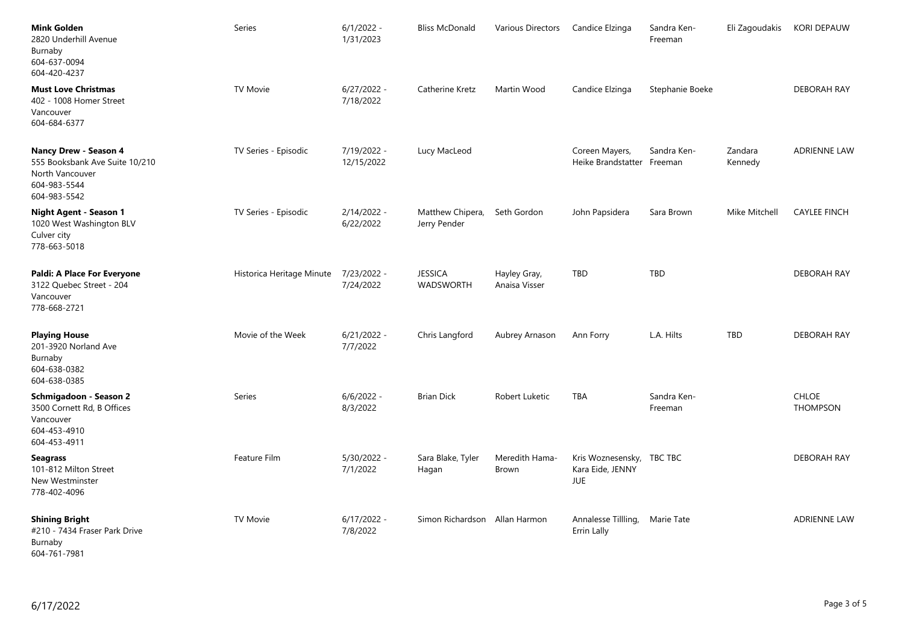| | | | | | | | | |
|---|---|---|---|---|---|---|---|---|
| **Mink Golden**<br>2820 Underhill Avenue<br>Burnaby<br>604-637-0094<br>604-420-4237 | Series | 6/1/2022 - 1/31/2023 | Bliss McDonald | Various Directors | Candice Elzinga | Sandra Ken-Freeman | Eli Zagoudakis | KORI DEPAUW |
| **Must Love Christmas**<br>402 - 1008 Homer Street<br>Vancouver<br>604-684-6377 | TV Movie | 6/27/2022 - 7/18/2022 | Catherine Kretz | Martin Wood | Candice Elzinga | Stephanie Boeke | | DEBORAH RAY |
| **Nancy Drew - Season 4**<br>555 Booksbank Ave Suite 10/210<br>North Vancouver<br>604-983-5544<br>604-983-5542 | TV Series - Episodic | 7/19/2022 - 12/15/2022 | Lucy MacLeod | | Coreen Mayers, Heike Brandstatter | Sandra Ken-Freeman | Zandara Kennedy | ADRIENNE LAW |
| **Night Agent - Season 1**<br>1020 West Washington BLV<br>Culver city<br>778-663-5018 | TV Series - Episodic | 2/14/2022 - 6/22/2022 | Matthew Chipera, Jerry Pender | Seth Gordon | John Papsidera | Sara Brown | Mike Mitchell | CAYLEE FINCH |
| **Paldi: A Place For Everyone**<br>3122 Quebec Street - 204<br>Vancouver<br>778-668-2721 | Historica Heritage Minute | 7/23/2022 - 7/24/2022 | JESSICA WADSWORTH | Hayley Gray, Anaisa Visser | TBD | TBD | | DEBORAH RAY |
| **Playing House**<br>201-3920 Norland Ave<br>Burnaby<br>604-638-0382<br>604-638-0385 | Movie of the Week | 6/21/2022 - 7/7/2022 | Chris Langford | Aubrey Arnason | Ann Forry | L.A. Hilts | TBD | DEBORAH RAY |
| **Schmigadoon - Season 2**<br>3500 Cornett Rd, B Offices<br>Vancouver<br>604-453-4910<br>604-453-4911 | Series | 6/6/2022 - 8/3/2022 | Brian Dick | Robert Luketic | TBA | Sandra Ken-Freeman | | CHLOE THOMPSON |
| **Seagrass**<br>101-812 Milton Street<br>New Westminster<br>778-402-4096 | Feature Film | 5/30/2022 - 7/1/2022 | Sara Blake, Tyler Hagan | Meredith Hama-Brown | Kris Woznesensky, Kara Eide, JENNY JUE | TBC TBC | | DEBORAH RAY |
| **Shining Bright**<br>#210 - 7434 Fraser Park Drive<br>Burnaby<br>604-761-7981 | TV Movie | 6/17/2022 - 7/8/2022 | Simon Richardson | Allan Harmon | Annalesse Tillling, Errin Lally | Marie Tate | | ADRIENNE LAW |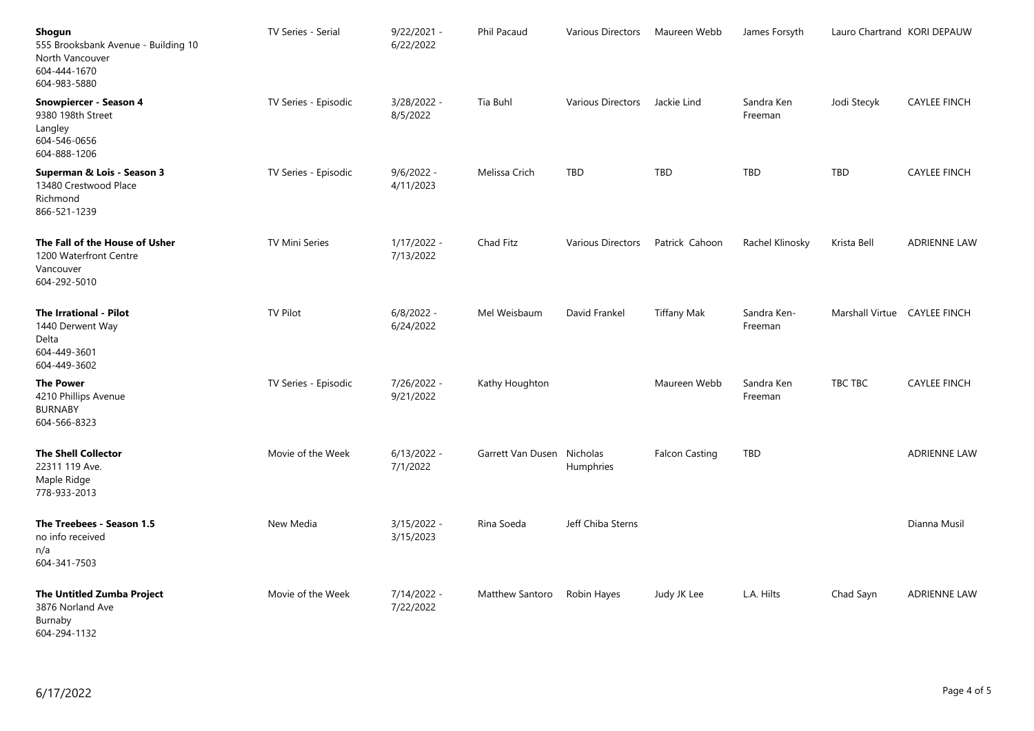| | | | | | | | | |
|---|---|---|---|---|---|---|---|---|
| **Shogun**<br>555 Brooksbank Avenue - Building 10<br>North Vancouver<br>604-444-1670<br>604-983-5880 | TV Series - Serial | 9/22/2021 - 6/22/2022 | Phil Pacaud | Various Directors | Maureen Webb | James Forsyth | Lauro Chartrand | KORI DEPAUW |
| **Snowpiercer - Season 4**<br>9380 198th Street<br>Langley<br>604-546-0656<br>604-888-1206 | TV Series - Episodic | 3/28/2022 - 8/5/2022 | Tia Buhl | Various Directors | Jackie Lind | Sandra Ken Freeman | Jodi Stecyk | CAYLEE FINCH |
| **Superman & Lois - Season 3**<br>13480 Crestwood Place<br>Richmond<br>866-521-1239 | TV Series - Episodic | 9/6/2022 - 4/11/2023 | Melissa Crich | TBD | TBD | TBD | TBD | CAYLEE FINCH |
| **The Fall of the House of Usher**<br>1200 Waterfront Centre<br>Vancouver<br>604-292-5010 | TV Mini Series | 1/17/2022 - 7/13/2022 | Chad Fitz | Various Directors | Patrick Cahoon | Rachel Klinosky | Krista Bell | ADRIENNE LAW |
| **The Irrational - Pilot**<br>1440 Derwent Way<br>Delta<br>604-449-3601<br>604-449-3602 | TV Pilot | 6/8/2022 - 6/24/2022 | Mel Weisbaum | David Frankel | Tiffany Mak | Sandra Ken-Freeman | Marshall Virtue | CAYLEE FINCH |
| **The Power**<br>4210 Phillips Avenue<br>BURNABY<br>604-566-8323 | TV Series - Episodic | 7/26/2022 - 9/21/2022 | Kathy Houghton | | Maureen Webb | Sandra Ken Freeman | TBC TBC | CAYLEE FINCH |
| **The Shell Collector**<br>22311 119 Ave.<br>Maple Ridge<br>778-933-2013 | Movie of the Week | 6/13/2022 - 7/1/2022 | Garrett Van Dusen | Nicholas Humphries | Falcon Casting | TBD | | ADRIENNE LAW |
| **The Treebees - Season 1.5**<br>no info received<br>n/a<br>604-341-7503 | New Media | 3/15/2022 - 3/15/2023 | Rina Soeda | Jeff Chiba Sterns | | | | Dianna Musil |
| **The Untitled Zumba Project**<br>3876 Norland Ave<br>Burnaby<br>604-294-1132 | Movie of the Week | 7/14/2022 - 7/22/2022 | Matthew Santoro | Robin Hayes | Judy JK Lee | L.A. Hilts | Chad Sayn | ADRIENNE LAW |

6/17/2022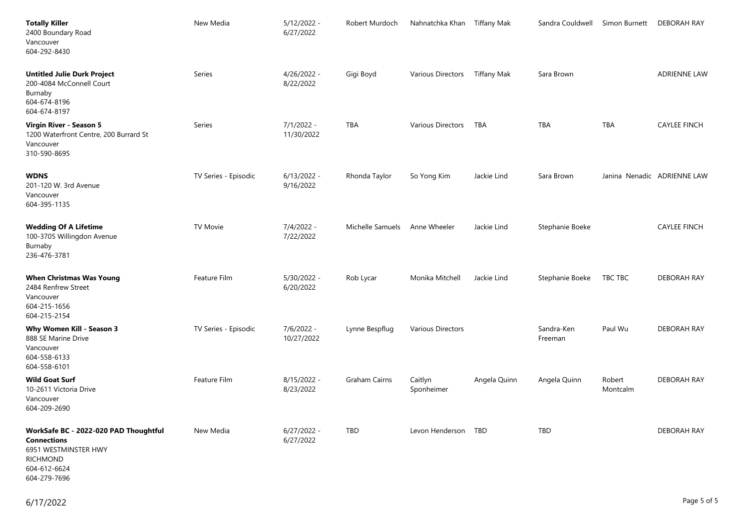| | | | | | | | | |
|---|---|---|---|---|---|---|---|---|
| **Totally Killer**<br>2400 Boundary Road<br>Vancouver<br>604-292-8430 | New Media | 5/12/2022 - 6/27/2022 | Robert Murdoch | Nahnatchka Khan | Tiffany Mak | Sandra Couldwell | Simon Burnett | DEBORAH RAY |
| **Untitled Julie Durk Project**<br>200-4084 McConnell Court<br>Burnaby<br>604-674-8196<br>604-674-8197 | Series | 4/26/2022 - 8/22/2022 | Gigi Boyd | Various Directors | Tiffany Mak | Sara Brown | | ADRIENNE LAW |
| **Virgin River - Season 5**<br>1200 Waterfront Centre, 200 Burrard St<br>Vancouver<br>310-590-8695 | Series | 7/1/2022 - 11/30/2022 | TBA | Various Directors | TBA | TBA | TBA | CAYLEE FINCH |
| **WDNS**<br>201-120 W. 3rd Avenue<br>Vancouver<br>604-395-1135 | TV Series - Episodic | 6/13/2022 - 9/16/2022 | Rhonda Taylor | So Yong Kim | Jackie Lind | Sara Brown | Janina Nenadic | ADRIENNE LAW |
| **Wedding Of A Lifetime**<br>100-3705 Willingdon Avenue<br>Burnaby<br>236-476-3781 | TV Movie | 7/4/2022 - 7/22/2022 | Michelle Samuels | Anne Wheeler | Jackie Lind | Stephanie Boeke | | CAYLEE FINCH |
| **When Christmas Was Young**<br>2484 Renfrew Street<br>Vancouver<br>604-215-1656<br>604-215-2154 | Feature Film | 5/30/2022 - 6/20/2022 | Rob Lycar | Monika Mitchell | Jackie Lind | Stephanie Boeke | TBC TBC | DEBORAH RAY |
| **Why Women Kill - Season 3**<br>888 SE Marine Drive<br>Vancouver<br>604-558-6133<br>604-558-6101 | TV Series - Episodic | 7/6/2022 - 10/27/2022 | Lynne Bespflug | Various Directors | | Sandra-Ken Freeman | Paul Wu | DEBORAH RAY |
| **Wild Goat Surf**<br>10-2611 Victoria Drive<br>Vancouver<br>604-209-2690 | Feature Film | 8/15/2022 - 8/23/2022 | Graham Cairns | Caitlyn Sponheimer | Angela Quinn | Angela Quinn | Robert Montcalm | DEBORAH RAY |
| **WorkSafe BC - 2022-020 PAD Thoughtful Connections**<br>6951 WESTMINSTER HWY<br>RICHMOND<br>604-612-6624<br>604-279-7696 | New Media | 6/27/2022 - 6/27/2022 | TBD | Levon Henderson | TBD | TBD | | DEBORAH RAY |

6/17/2022